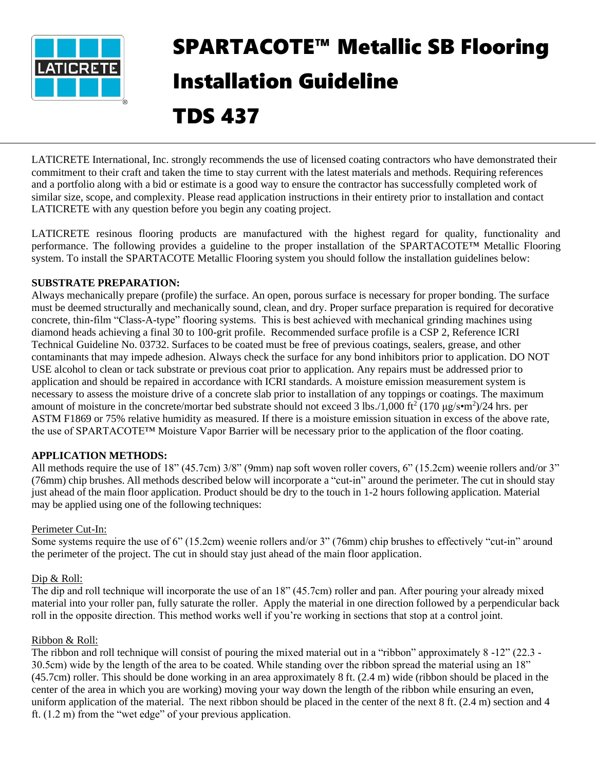# SPARTACOTE™ Metallic SB Flooring Installation Guideline

# TDS 437

LATICRETE International, Inc. strongly recommends the use of licensed coating contractors who have demonstrated their commitment to their craft and taken the time to stay current with the latest materials and methods. Requiring references and a portfolio along with a bid or estimate is a good way to ensure the contractor has successfully completed work of similar size, scope, and complexity. Please read application instructions in their entirety prior to installation and contact LATICRETE with any question before you begin any coating project.

LATICRETE resinous flooring products are manufactured with the highest regard for quality, functionality and performance. The following provides a guideline to the proper installation of the SPARTACOTE™ Metallic Flooring system. To install the SPARTACOTE Metallic Flooring system you should follow the installation guidelines below:

**SUBSTRATE PREPARATION:**

Always mechanically prepare (profile) the surface. An open, porous surface is necessary for proper bonding. The surface must be deemed structurally and mechanically sound, clean, and dry. Proper surface preparation is required for decorative concrete, thin-film "Class-A-type" flooring systems. This is best achieved with mechanical grinding machines using diamond heads achieving a final 30 to 100-grit profile. Recommended surface profile is a CSP 2, Reference ICRI Technical Guideline No. 03732. Surfaces to be coated must be free of previous coatings, sealers, grease, and other contaminants that may impede adhesion. Always check the surface for any bond inhibitors prior to application. DO NOT USE alcohol to clean or tack substrate or previous coat prior to application. Any repairs must be addressed prior to application and should be repaired in accordance with ICRI standards. A moisture emission measurement system is necessary to assess the moisture drive of a concrete slab prior to installation of any toppings or coatings. The maximum amount of moisture in the concrete/mortar bed substrate should not exceed 3 lbs./1,000 $ft^2$ (170 $\mu g/s{\bullet}m^2$)/24 hrs. per ASTM F1869 or 75% relative humidity as measured. If there is a moisture emission situation in excess of the above rate, the use of SPARTACOTE™ Moisture Vapor Barrier will be necessary prior to the application of the floor coating.

**APPLICATION METHODS:**

All methods require the use of 18" (45.7cm) 3/8" (9mm) nap soft woven roller covers, 6" (15.2cm) weenie rollers and/or 3" (76mm) chip brushes. All methods described below will incorporate a "cut-in" around the perimeter. The cut in should stay just ahead of the main floor application. Product should be dry to the touch in 1-2 hours following application. Material may be applied using one of the following techniques:

Perimeter Cut-In:

Some systems require the use of 6" (15.2cm) weenie rollers and/or 3" (76mm) chip brushes to effectively "cut-in" around the perimeter of the project. The cut in should stay just ahead of the main floor application.

Dip & Roll:

The dip and roll technique will incorporate the use of an 18" (45.7cm) roller and pan. After pouring your already mixed material into your roller pan, fully saturate the roller. Apply the material in one direction followed by a perpendicular back roll in the opposite direction. This method works well if you're working in sections that stop at a control joint.

Ribbon & Roll:

The ribbon and roll technique will consist of pouring the mixed material out in a "ribbon" approximately 8 -12" (22.3 - 30.5cm) wide by the length of the area to be coated. While standing over the ribbon spread the material using an 18" (45.7cm) roller. This should be done working in an area approximately 8 ft. (2.4 m) wide (ribbon should be placed in the center of the area in which you are working) moving your way down the length of the ribbon while ensuring an even, uniform application of the material. The next ribbon should be placed in the center of the next 8 ft. (2.4 m) section and 4 ft. (1.2 m) from the "wet edge" of your previous application.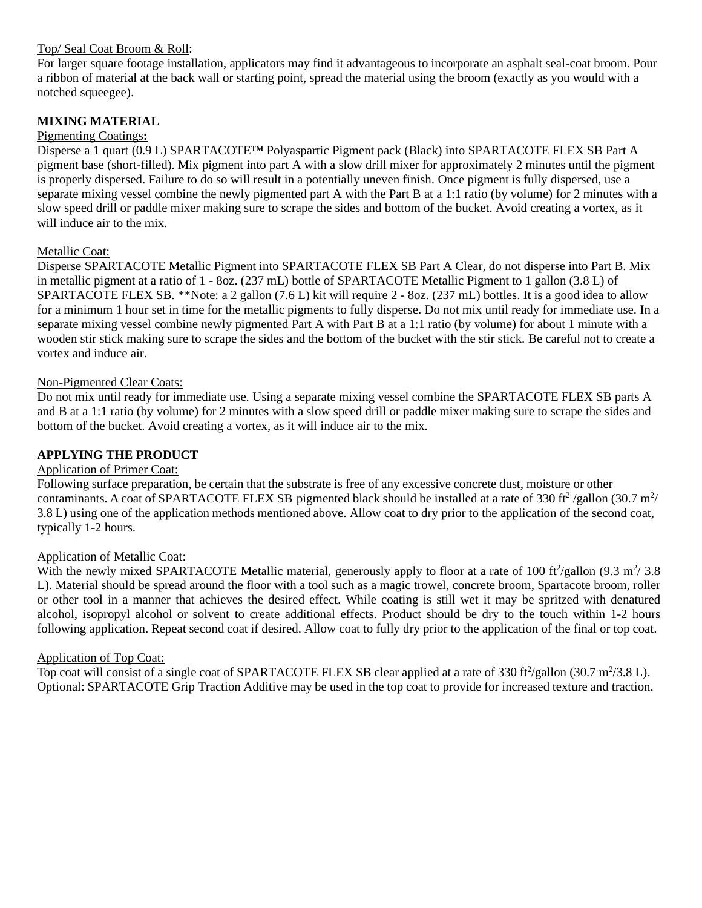<u>Top/ Seal Coat Broom & Roll</u>:
For larger square footage installation, applicators may find it advantageous to incorporate an asphalt seal-coat broom. Pour a ribbon of material at the back wall or starting point, spread the material using the broom (exactly as you would with a notched squeegee).

## MIXING MATERIAL

<u>Pigmenting Coatings</u>**:**
Disperse a 1 quart (0.9 L) SPARTACOTE™ Polyaspartic Pigment pack (Black) into SPARTACOTE FLEX SB Part A pigment base (short-filled). Mix pigment into part A with a slow drill mixer for approximately 2 minutes until the pigment is properly dispersed. Failure to do so will result in a potentially uneven finish. Once pigment is fully dispersed, use a separate mixing vessel combine the newly pigmented part A with the Part B at a 1:1 ratio (by volume) for 2 minutes with a slow speed drill or paddle mixer making sure to scrape the sides and bottom of the bucket. Avoid creating a vortex, as it will induce air to the mix.

<u>Metallic Coat:</u>
Disperse SPARTACOTE Metallic Pigment into SPARTACOTE FLEX SB Part A Clear, do not disperse into Part B. Mix in metallic pigment at a ratio of 1 - 8oz. (237 mL) bottle of SPARTACOTE Metallic Pigment to 1 gallon (3.8 L) of SPARTACOTE FLEX SB. **Note: a 2 gallon (7.6 L) kit will require 2 - 8oz. (237 mL) bottles. It is a good idea to allow for a minimum 1 hour set in time for the metallic pigments to fully disperse. Do not mix until ready for immediate use. In a separate mixing vessel combine newly pigmented Part A with Part B at a 1:1 ratio (by volume) for about 1 minute with a wooden stir stick making sure to scrape the sides and the bottom of the bucket with the stir stick. Be careful not to create a vortex and induce air.

<u>Non-Pigmented Clear Coats:</u>
Do not mix until ready for immediate use. Using a separate mixing vessel combine the SPARTACOTE FLEX SB parts A and B at a 1:1 ratio (by volume) for 2 minutes with a slow speed drill or paddle mixer making sure to scrape the sides and bottom of the bucket. Avoid creating a vortex, as it will induce air to the mix.

## APPLYING THE PRODUCT

<u>Application of Primer Coat:</u>
Following surface preparation, be certain that the substrate is free of any excessive concrete dust, moisture or other contaminants. A coat of SPARTACOTE FLEX SB pigmented black should be installed at a rate of 330 $ft^2$ /gallon (30.7 $m^2$/ 3.8 L) using one of the application methods mentioned above. Allow coat to dry prior to the application of the second coat, typically 1-2 hours.

<u>Application of Metallic Coat:</u>
With the newly mixed SPARTACOTE Metallic material, generously apply to floor at a rate of 100 $ft^2$/gallon (9.3 $m^2$/ 3.8 L). Material should be spread around the floor with a tool such as a magic trowel, concrete broom, Spartacote broom, roller or other tool in a manner that achieves the desired effect. While coating is still wet it may be spritzed with denatured alcohol, isopropyl alcohol or solvent to create additional effects. Product should be dry to the touch within 1-2 hours following application. Repeat second coat if desired. Allow coat to fully dry prior to the application of the final or top coat.

<u>Application of Top Coat:</u>
Top coat will consist of a single coat of SPARTACOTE FLEX SB clear applied at a rate of 330 $ft^2$/gallon (30.7 $m^2$/3.8 L). Optional: SPARTACOTE Grip Traction Additive may be used in the top coat to provide for increased texture and traction.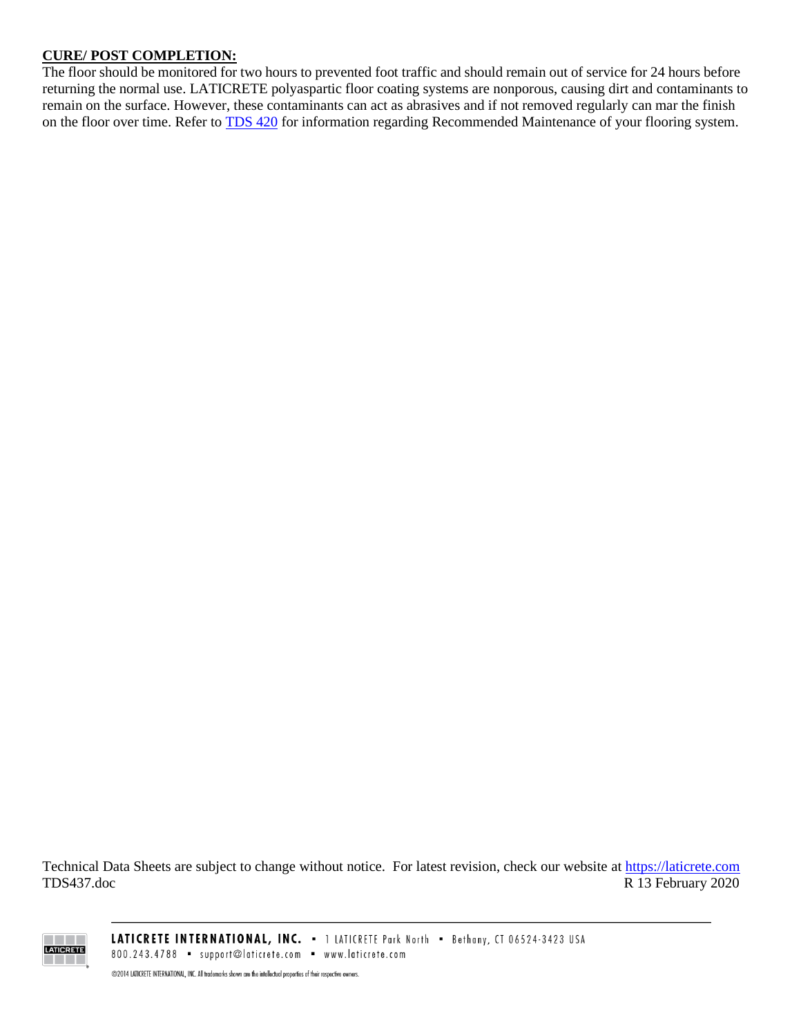## CURE/ POST COMPLETION:

The floor should be monitored for two hours to prevented foot traffic and should remain out of service for 24 hours before returning the normal use. LATICRETE polyaspartic floor coating systems are nonporous, causing dirt and contaminants to remain on the surface. However, these contaminants can act as abrasives and if not removed regularly can mar the finish on the floor over time. Refer to [TDS 420] for information regarding Recommended Maintenance of your flooring system.

Technical Data Sheets are subject to change without notice. For latest revision, check our website at https://laticrete.com

TDS437.doc R 13 February 2020

**LATICRETE INTERNATIONAL, INC.** ▪ 1 LATICRETE Park North ▪ Bethany, CT 06524-3423 USA

800.243.4788 ▪ support@laticrete.com ▪ www.laticrete.com

©2014 LATICRETE INTERNATIONAL, INC. All trademarks shown are the intellectual properties of their respective owners.